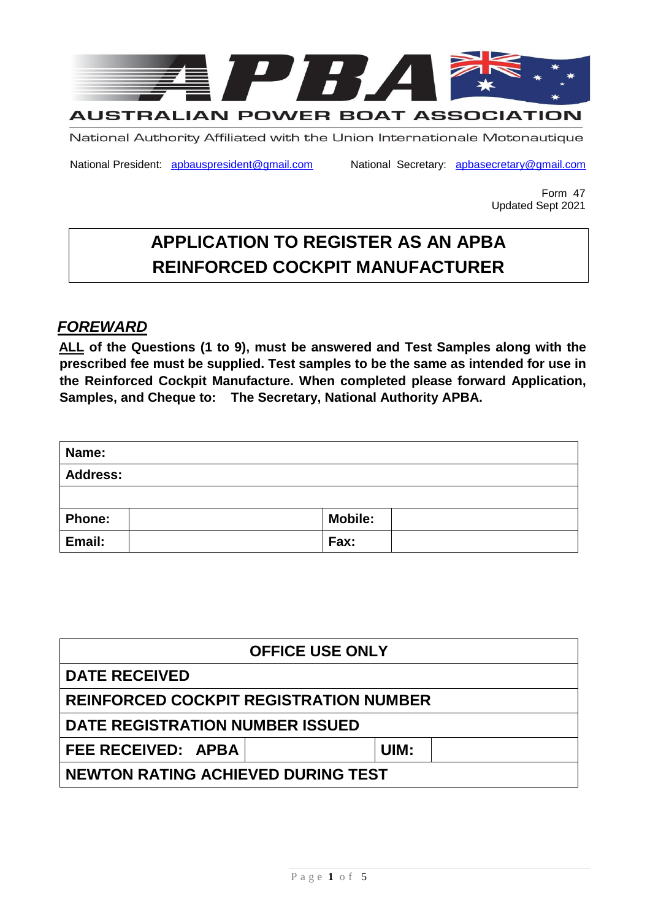# APBA

AUSTRALIAN POWER BOAT ASSOCIATION

National Authority Affiliated with the Union Internationale Motonautique

National President: apbauspresident@gmail.com National Secretary: apbasecretary@gmail.com

Form 47
Updated Sept 2021

## APPLICATION TO REGISTER AS AN APBA REINFORCED COCKPIT MANUFACTURER

### *FOREWARD*

**ALL of the Questions (1 to 9), must be answered and Test Samples along with the prescribed fee must be supplied. Test samples to be the same as intended for use in the Reinforced Cockpit Manufacture. When completed please forward Application, Samples, and Cheque to: The Secretary, National Authority APBA.**

| **Name:** | | | |
|---|---|---|---|
| **Address:** | | | |
| | | | |
| **Phone:** | | **Mobile:** | |
| **Email:** | | **Fax:** | |

| **OFFICE USE ONLY** | | | |
|---|---|---|---|
| **DATE RECEIVED** | | | |
| **REINFORCED COCKPIT REGISTRATION NUMBER** | | | |
| **DATE REGISTRATION NUMBER ISSUED** | | | |
| **FEE RECEIVED: APBA** | | **UIM:** | |
| **NEWTON RATING ACHIEVED DURING TEST** | | | |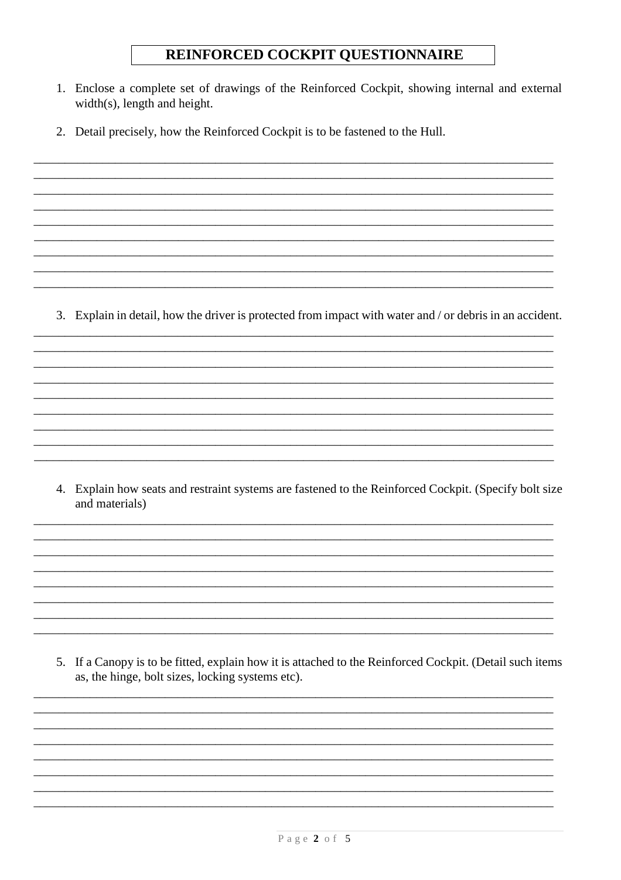# REINFORCED COCKPIT QUESTIONNAIRE

1. Enclose a complete set of drawings of the Reinforced Cockpit, showing internal and external width(s), length and height.

2. Detail precisely, how the Reinforced Cockpit is to be fastened to the Hull.

_______________________________________________________________________________
_______________________________________________________________________________
_______________________________________________________________________________
_______________________________________________________________________________
_______________________________________________________________________________
_______________________________________________________________________________
_______________________________________________________________________________
_______________________________________________________________________________
_______________________________________________________________________________

3. Explain in detail, how the driver is protected from impact with water and / or debris in an accident.

_______________________________________________________________________________
_______________________________________________________________________________
_______________________________________________________________________________
_______________________________________________________________________________
_______________________________________________________________________________
_______________________________________________________________________________
_______________________________________________________________________________
_______________________________________________________________________________
_______________________________________________________________________________

4. Explain how seats and restraint systems are fastened to the Reinforced Cockpit. (Specify bolt size and materials)

_______________________________________________________________________________
_______________________________________________________________________________
_______________________________________________________________________________
_______________________________________________________________________________
_______________________________________________________________________________
_______________________________________________________________________________
_______________________________________________________________________________
_______________________________________________________________________________

5. If a Canopy is to be fitted, explain how it is attached to the Reinforced Cockpit. (Detail such items as, the hinge, bolt sizes, locking systems etc).

_______________________________________________________________________________
_______________________________________________________________________________
_______________________________________________________________________________
_______________________________________________________________________________
_______________________________________________________________________________
_______________________________________________________________________________
_______________________________________________________________________________
_______________________________________________________________________________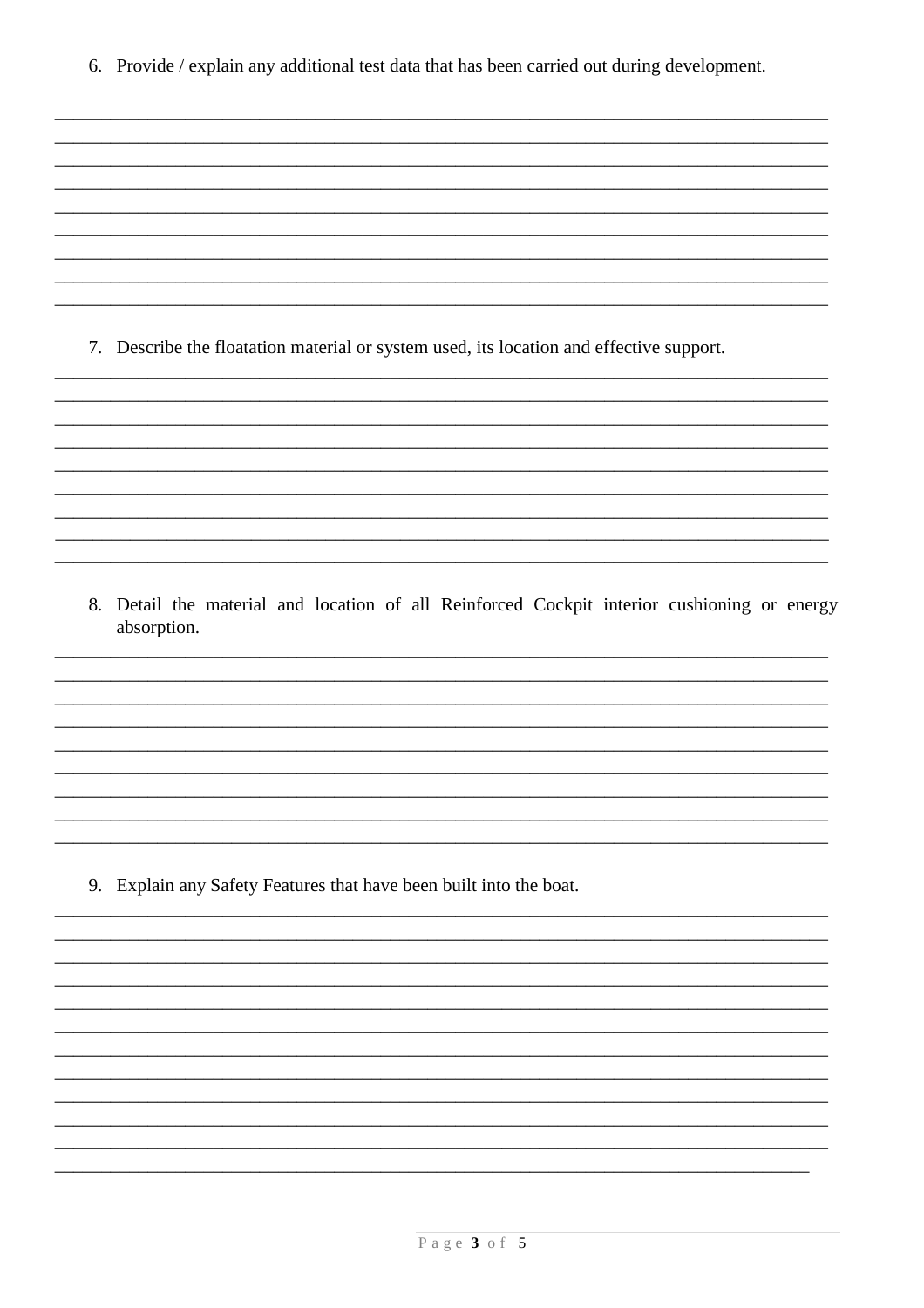6. Provide / explain any additional test data that has been carried out during development.

_______________________________________________________________________________
_______________________________________________________________________________
_______________________________________________________________________________
_______________________________________________________________________________
_______________________________________________________________________________
_______________________________________________________________________________
_______________________________________________________________________________
_______________________________________________________________________________
_______________________________________________________________________________

7. Describe the floatation material or system used, its location and effective support.

_______________________________________________________________________________
_______________________________________________________________________________
_______________________________________________________________________________
_______________________________________________________________________________
_______________________________________________________________________________
_______________________________________________________________________________
_______________________________________________________________________________
_______________________________________________________________________________
_______________________________________________________________________________

8. Detail the material and location of all Reinforced Cockpit interior cushioning or energy absorption.

_______________________________________________________________________________
_______________________________________________________________________________
_______________________________________________________________________________
_______________________________________________________________________________
_______________________________________________________________________________
_______________________________________________________________________________
_______________________________________________________________________________
_______________________________________________________________________________
_______________________________________________________________________________

9. Explain any Safety Features that have been built into the boat.

_______________________________________________________________________________
_______________________________________________________________________________
_______________________________________________________________________________
_______________________________________________________________________________
_______________________________________________________________________________
_______________________________________________________________________________
_______________________________________________________________________________
_______________________________________________________________________________
_______________________________________________________________________________
_______________________________________________________________________________
_______________________________________________________________________________
_______________________________________________________________________________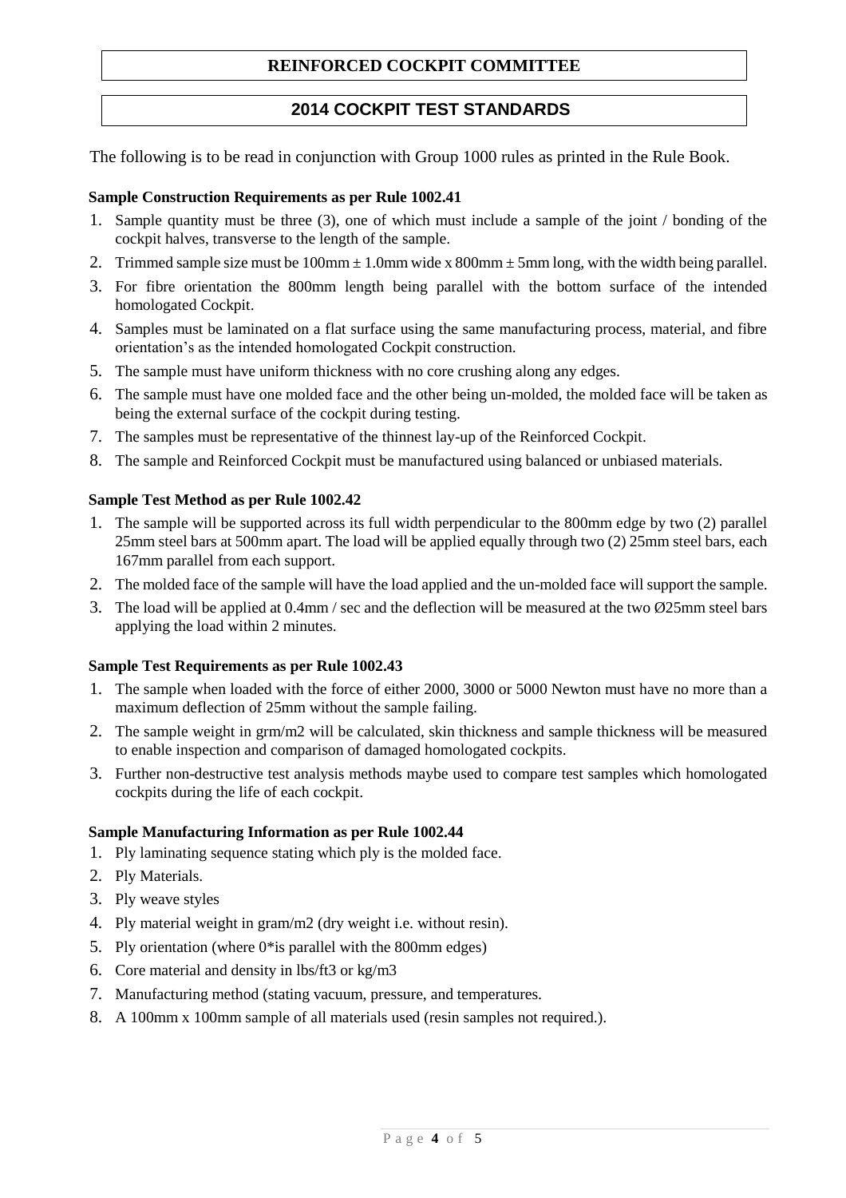# REINFORCED COCKPIT COMMITTEE

## 2014 COCKPIT TEST STANDARDS

The following is to be read in conjunction with Group 1000 rules as printed in the Rule Book.

**Sample Construction Requirements as per Rule 1002.41**

1. Sample quantity must be three (3), one of which must include a sample of the joint / bonding of the cockpit halves, transverse to the length of the sample.
2. Trimmed sample size must be 100mm ± 1.0mm wide x 800mm ± 5mm long, with the width being parallel.
3. For fibre orientation the 800mm length being parallel with the bottom surface of the intended homologated Cockpit.
4. Samples must be laminated on a flat surface using the same manufacturing process, material, and fibre orientation's as the intended homologated Cockpit construction.
5. The sample must have uniform thickness with no core crushing along any edges.
6. The sample must have one molded face and the other being un-molded, the molded face will be taken as being the external surface of the cockpit during testing.
7. The samples must be representative of the thinnest lay-up of the Reinforced Cockpit.
8. The sample and Reinforced Cockpit must be manufactured using balanced or unbiased materials.

**Sample Test Method as per Rule 1002.42**

1. The sample will be supported across its full width perpendicular to the 800mm edge by two (2) parallel 25mm steel bars at 500mm apart. The load will be applied equally through two (2) 25mm steel bars, each 167mm parallel from each support.
2. The molded face of the sample will have the load applied and the un-molded face will support the sample.
3. The load will be applied at 0.4mm / sec and the deflection will be measured at the two Ø25mm steel bars applying the load within 2 minutes.

**Sample Test Requirements as per Rule 1002.43**

1. The sample when loaded with the force of either 2000, 3000 or 5000 Newton must have no more than a maximum deflection of 25mm without the sample failing.
2. The sample weight in grm/m2 will be calculated, skin thickness and sample thickness will be measured to enable inspection and comparison of damaged homologated cockpits.
3. Further non-destructive test analysis methods maybe used to compare test samples which homologated cockpits during the life of each cockpit.

**Sample Manufacturing Information as per Rule 1002.44**

1. Ply laminating sequence stating which ply is the molded face.
2. Ply Materials.
3. Ply weave styles
4. Ply material weight in gram/m2 (dry weight i.e. without resin).
5. Ply orientation (where 0*is parallel with the 800mm edges)
6. Core material and density in lbs/ft3 or kg/m3
7. Manufacturing method (stating vacuum, pressure, and temperatures.
8. A 100mm x 100mm sample of all materials used (resin samples not required.).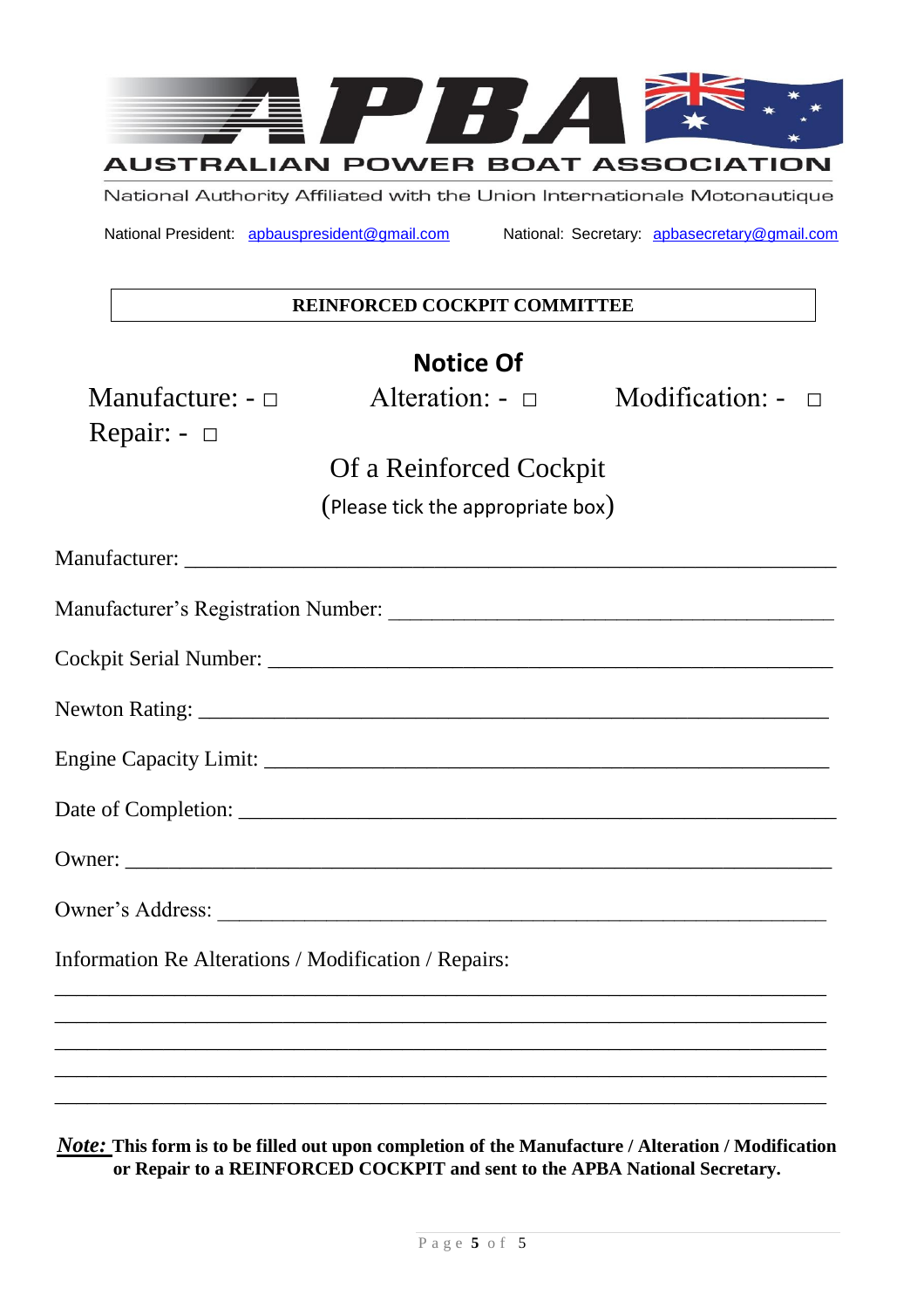# APBA

AUSTRALIAN POWER BOAT ASSOCIATION

National Authority Affiliated with the Union Internationale Motonautique

National President: apbauspresident@gmail.com National: Secretary: apbasecretary@gmail.com

**REINFORCED COCKPIT COMMITTEE**

## Notice Of

Manufacture: - □ Alteration: - □ Modification: - □
Repair: - □

Of a Reinforced Cockpit

(Please tick the appropriate box)

Manufacturer: ______________________________________________

Manufacturer's Registration Number: ______________________________________________

Cockpit Serial Number: ______________________________________________

Newton Rating: ______________________________________________

Engine Capacity Limit: ______________________________________________

Date of Completion: ______________________________________________

Owner: ______________________________________________

Owner's Address: ______________________________________________

Information Re Alterations / Modification / Repairs:

______________________________________________

______________________________________________

______________________________________________

______________________________________________

______________________________________________

***Note:*** **This form is to be filled out upon completion of the Manufacture / Alteration / Modification or Repair to a REINFORCED COCKPIT and sent to the APBA National Secretary.**